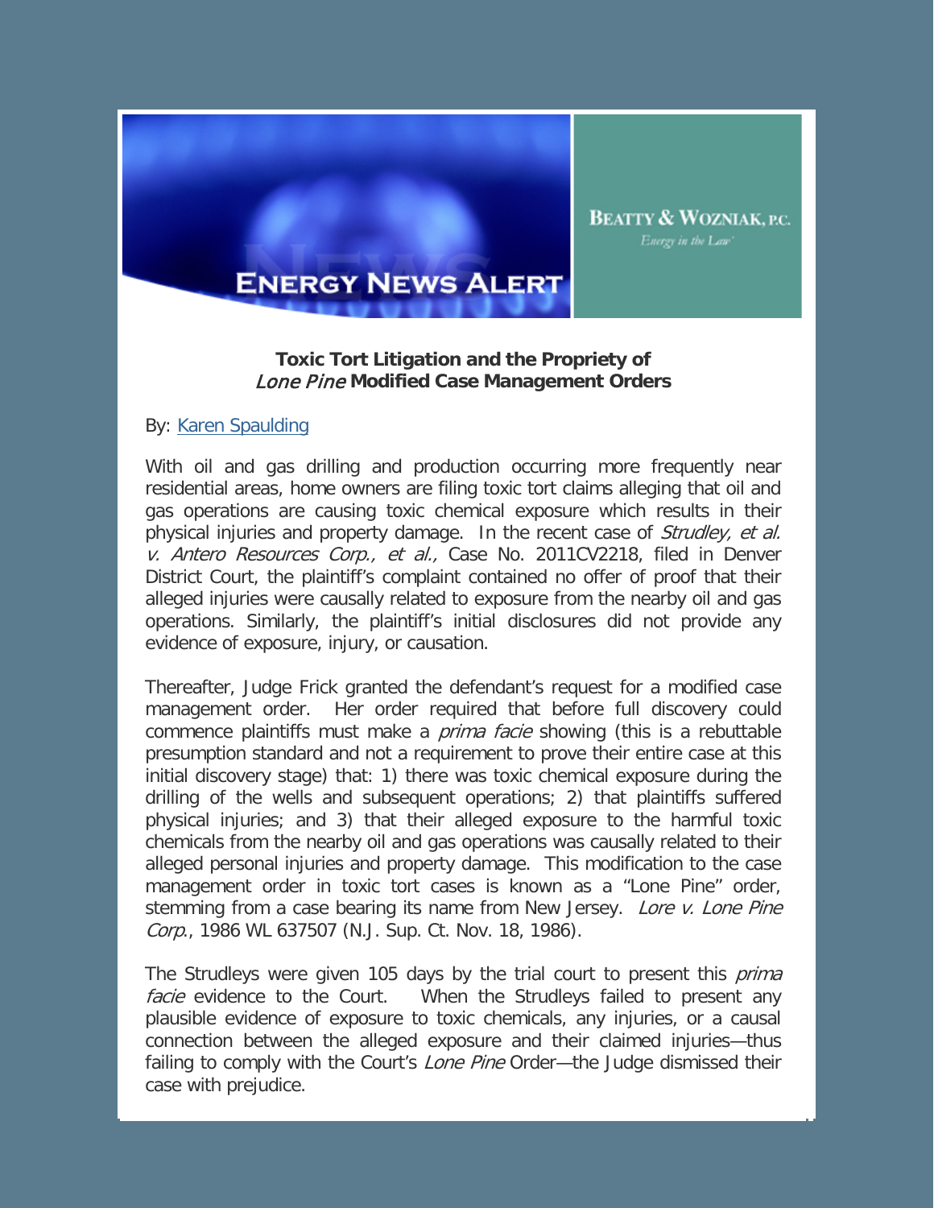**ENERGY NEWS ALERT**

**BEATTY & WOZNIAK, P.C.**
*Energy in the Law*

### Toxic Tort Litigation and the Propriety of *Lone Pine* Modified Case Management Orders

By: Karen Spaulding

With oil and gas drilling and production occurring more frequently near residential areas, home owners are filing toxic tort claims alleging that oil and gas operations are causing toxic chemical exposure which results in their physical injuries and property damage. In the recent case of *Strudley, et al. v. Antero Resources Corp., et al.,* Case No. 2011CV2218, filed in Denver District Court, the plaintiff's complaint contained no offer of proof that their alleged injuries were causally related to exposure from the nearby oil and gas operations. Similarly, the plaintiff's initial disclosures did not provide any evidence of exposure, injury, or causation.

Thereafter, Judge Frick granted the defendant's request for a modified case management order. Her order required that before full discovery could commence plaintiffs must make a *prima facie* showing (this is a rebuttable presumption standard and not a requirement to prove their entire case at this initial discovery stage) that: 1) there was toxic chemical exposure during the drilling of the wells and subsequent operations; 2) that plaintiffs suffered physical injuries; and 3) that their alleged exposure to the harmful toxic chemicals from the nearby oil and gas operations was causally related to their alleged personal injuries and property damage. This modification to the case management order in toxic tort cases is known as a "Lone Pine" order, stemming from a case bearing its name from New Jersey. *Lore v. Lone Pine Corp.*, 1986 WL 637507 (N.J. Sup. Ct. Nov. 18, 1986).

The Strudleys were given 105 days by the trial court to present this *prima facie* evidence to the Court. When the Strudleys failed to present any plausible evidence of exposure to toxic chemicals, any injuries, or a causal connection between the alleged exposure and their claimed injuries—thus failing to comply with the Court's *Lone Pine* Order—the Judge dismissed their case with prejudice.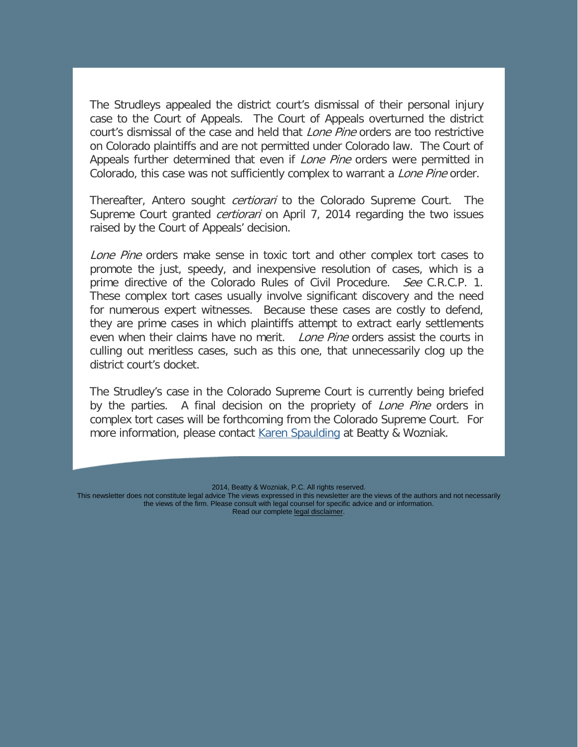The Strudleys appealed the district court's dismissal of their personal injury case to the Court of Appeals. The Court of Appeals overturned the district court's dismissal of the case and held that *Lone Pine* orders are too restrictive on Colorado plaintiffs and are not permitted under Colorado law. The Court of Appeals further determined that even if *Lone Pine* orders were permitted in Colorado, this case was not sufficiently complex to warrant a *Lone Pine* order.

Thereafter, Antero sought *certiorari* to the Colorado Supreme Court. The Supreme Court granted *certiorari* on April 7, 2014 regarding the two issues raised by the Court of Appeals' decision.

*Lone Pine* orders make sense in toxic tort and other complex tort cases to promote the just, speedy, and inexpensive resolution of cases, which is a prime directive of the Colorado Rules of Civil Procedure. *See* C.R.C.P. 1. These complex tort cases usually involve significant discovery and the need for numerous expert witnesses. Because these cases are costly to defend, they are prime cases in which plaintiffs attempt to extract early settlements even when their claims have no merit. *Lone Pine* orders assist the courts in culling out meritless cases, such as this one, that unnecessarily clog up the district court's docket.

The Strudley's case in the Colorado Supreme Court is currently being briefed by the parties. A final decision on the propriety of *Lone Pine* orders in complex tort cases will be forthcoming from the Colorado Supreme Court. For more information, please contact Karen Spaulding at Beatty & Wozniak.

2014, Beatty & Wozniak, P.C. All rights reserved.
This newsletter does not constitute legal advice The views expressed in this newsletter are the views of the authors and not necessarily the views of the firm. Please consult with legal counsel for specific advice and or information.
Read our complete legal disclaimer.